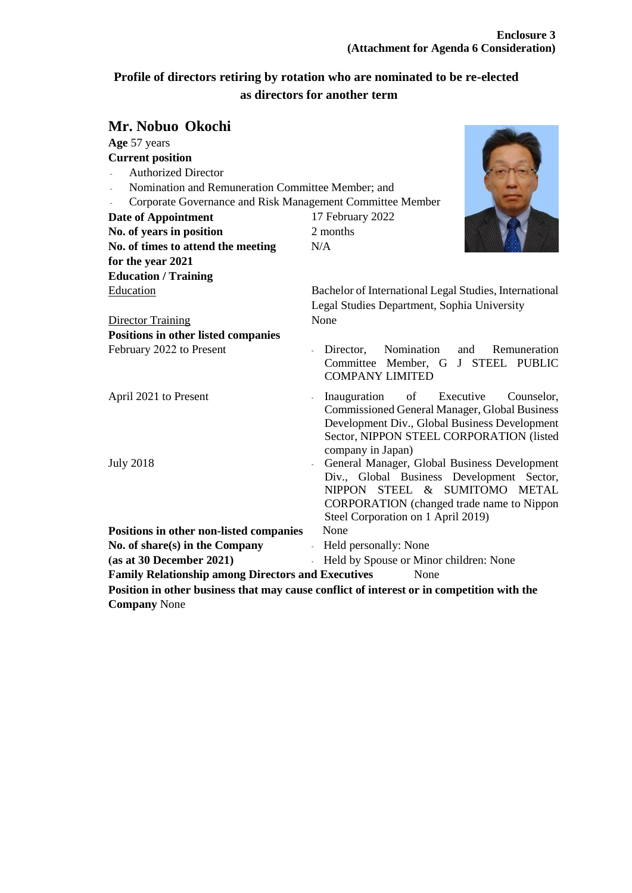**Enclosure 3**
**(Attachment for Agenda 6 Consideration)**

## Profile of directors retiring by rotation who are nominated to be re-elected as directors for another term

### Mr. Nobuo Okochi

**Age** 57 years

**Current position**

- Authorized Director
- Nomination and Remuneration Committee Member; and
- Corporate Governance and Risk Management Committee Member

**Date of Appointment** 17 February 2022

**No. of years in position** 2 months

**No. of times to attend the meeting for the year 2021** N/A

**Education / Training**

Education: Bachelor of International Legal Studies, International Legal Studies Department, Sophia University

Director Training: None

**Positions in other listed companies**

February 2022 to Present
- Director, Nomination and Remuneration Committee Member, G J STEEL PUBLIC COMPANY LIMITED

April 2021 to Present
- Inauguration of Executive Counselor, Commissioned General Manager, Global Business Development Div., Global Business Development Sector, NIPPON STEEL CORPORATION (listed company in Japan)

July 2018
- General Manager, Global Business Development Div., Global Business Development Sector, NIPPON STEEL & SUMITOMO METAL CORPORATION (changed trade name to Nippon Steel Corporation on 1 April 2019)

**Positions in other non-listed companies** None

**No. of share(s) in the Company (as at 30 December 2021)**
- Held personally: None
- Held by Spouse or Minor children: None

**Family Relationship among Directors and Executives** None

**Position in other business that may cause conflict of interest or in competition with the Company** None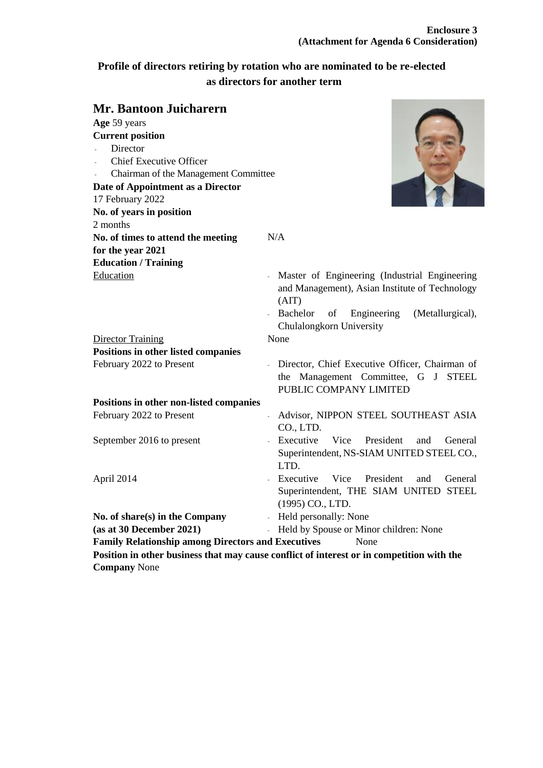**Enclosure 3**
**(Attachment for Agenda 6 Consideration)**

## Profile of directors retiring by rotation who are nominated to be re-elected as directors for another term

### Mr. Bantoon Juicharern

**Age** 59 years

**Current position**

- Director
- Chief Executive Officer
- Chairman of the Management Committee

**Date of Appointment as a Director**
17 February 2022

**No. of years in position**
2 months

**No. of times to attend the meeting for the year 2021** N/A

**Education / Training**

Education
- Master of Engineering (Industrial Engineering and Management), Asian Institute of Technology (AIT)
- Bachelor of Engineering (Metallurgical), Chulalongkorn University

Director Training: None

**Positions in other listed companies**

February 2022 to Present
- Director, Chief Executive Officer, Chairman of the Management Committee, G J STEEL PUBLIC COMPANY LIMITED

**Positions in other non-listed companies**

February 2022 to Present
- Advisor, NIPPON STEEL SOUTHEAST ASIA CO., LTD.

September 2016 to present
- Executive Vice President and General Superintendent, NS-SIAM UNITED STEEL CO., LTD.

April 2014
- Executive Vice President and General Superintendent, THE SIAM UNITED STEEL (1995) CO., LTD.

**No. of share(s) in the Company (as at 30 December 2021)**
- Held personally: None
- Held by Spouse or Minor children: None

**Family Relationship among Directors and Executives** None

**Position in other business that may cause conflict of interest or in competition with the Company** None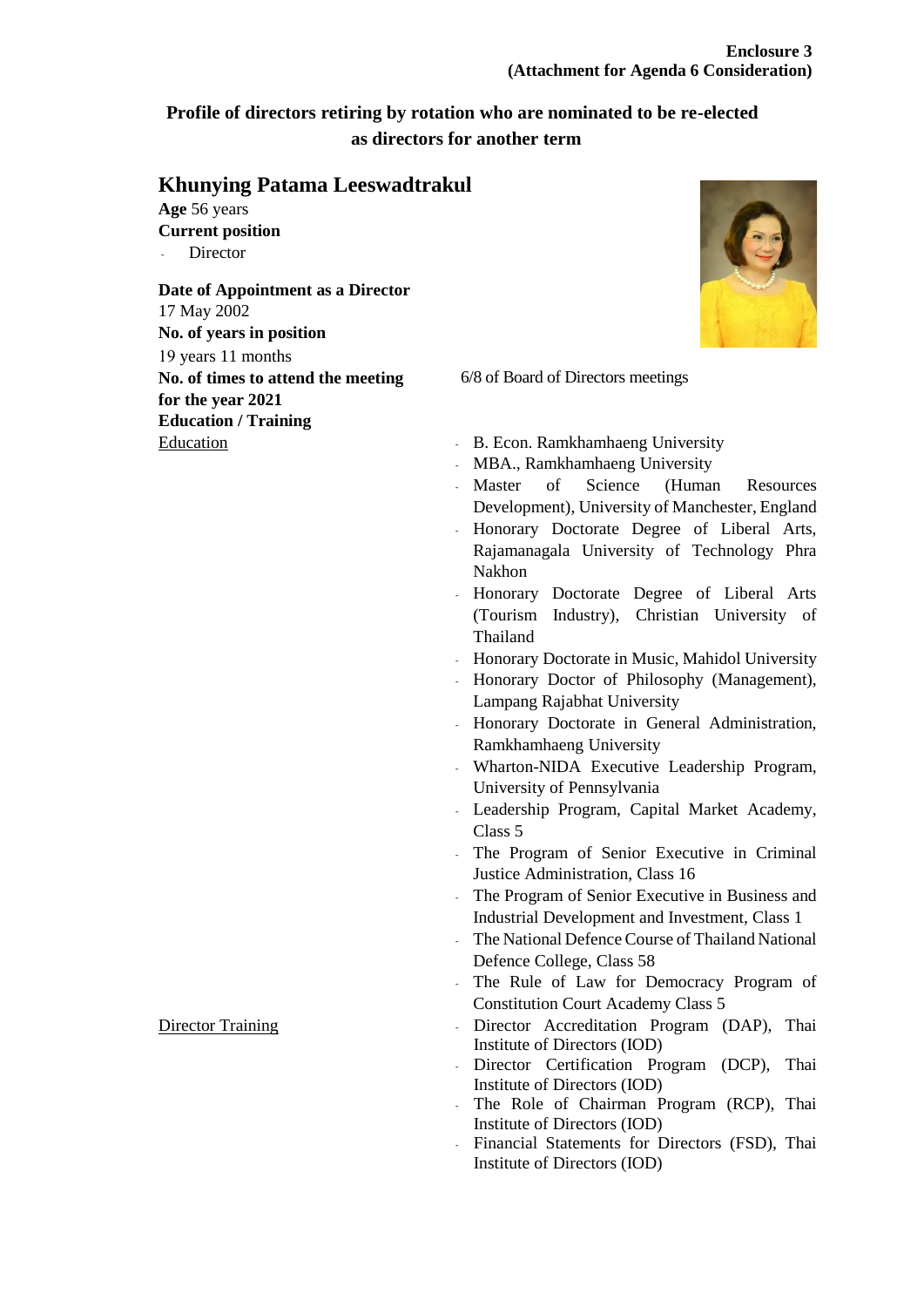**Enclosure 3**
**(Attachment for Agenda 6 Consideration)**

## Profile of directors retiring by rotation who are nominated to be re-elected as directors for another term

### Khunying Patama Leeswadtrakul

**Age** 56 years

**Current position**

- Director

**Date of Appointment as a Director**
17 May 2002

**No. of years in position**
19 years 11 months

**No. of times to attend the meeting for the year 2021**
6/8 of Board of Directors meetings

**Education / Training**

Education

- B. Econ. Ramkhamhaeng University
- MBA., Ramkhamhaeng University
- Master of Science (Human Resources Development), University of Manchester, England
- Honorary Doctorate Degree of Liberal Arts, Rajamanagala University of Technology Phra Nakhon
- Honorary Doctorate Degree of Liberal Arts (Tourism Industry), Christian University of Thailand
- Honorary Doctorate in Music, Mahidol University
- Honorary Doctor of Philosophy (Management), Lampang Rajabhat University
- Honorary Doctorate in General Administration, Ramkhamhaeng University
- Wharton-NIDA Executive Leadership Program, University of Pennsylvania
- Leadership Program, Capital Market Academy, Class 5
- The Program of Senior Executive in Criminal Justice Administration, Class 16
- The Program of Senior Executive in Business and Industrial Development and Investment, Class 1
- The National Defence Course of Thailand National Defence College, Class 58
- The Rule of Law for Democracy Program of Constitution Court Academy Class 5

Director Training

- Director Accreditation Program (DAP), Thai Institute of Directors (IOD)
- Director Certification Program (DCP), Thai Institute of Directors (IOD)
- The Role of Chairman Program (RCP), Thai Institute of Directors (IOD)
- Financial Statements for Directors (FSD), Thai Institute of Directors (IOD)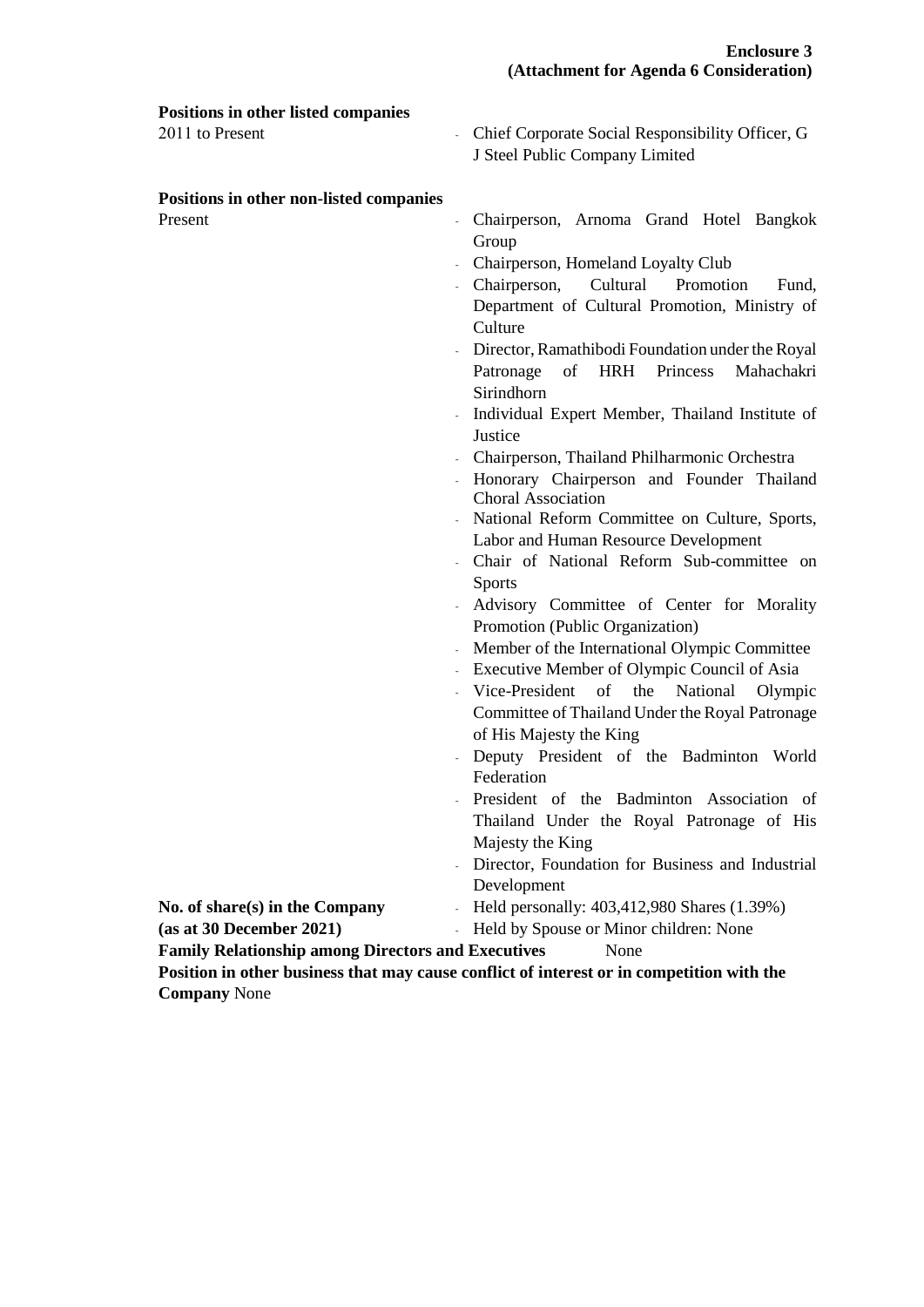**Enclosure 3**
**(Attachment for Agenda 6 Consideration)**

**Positions in other listed companies**

2011 to Present
- Chief Corporate Social Responsibility Officer, G J Steel Public Company Limited

**Positions in other non-listed companies**

Present
- Chairperson, Arnoma Grand Hotel Bangkok Group
- Chairperson, Homeland Loyalty Club
- Chairperson, Cultural Promotion Fund, Department of Cultural Promotion, Ministry of Culture
- Director, Ramathibodi Foundation under the Royal Patronage of HRH Princess Mahachakri Sirindhorn
- Individual Expert Member, Thailand Institute of Justice
- Chairperson, Thailand Philharmonic Orchestra
- Honorary Chairperson and Founder Thailand Choral Association
- National Reform Committee on Culture, Sports, Labor and Human Resource Development
- Chair of National Reform Sub-committee on Sports
- Advisory Committee of Center for Morality Promotion (Public Organization)
- Member of the International Olympic Committee
- Executive Member of Olympic Council of Asia
- Vice-President of the National Olympic Committee of Thailand Under the Royal Patronage of His Majesty the King
- Deputy President of the Badminton World Federation
- President of the Badminton Association of Thailand Under the Royal Patronage of His Majesty the King
- Director, Foundation for Business and Industrial Development

**No. of share(s) in the Company (as at 30 December 2021)**
- Held personally: 403,412,980 Shares (1.39%)
- Held by Spouse or Minor children: None

**Family Relationship among Directors and Executives** None

**Position in other business that may cause conflict of interest or in competition with the Company** None